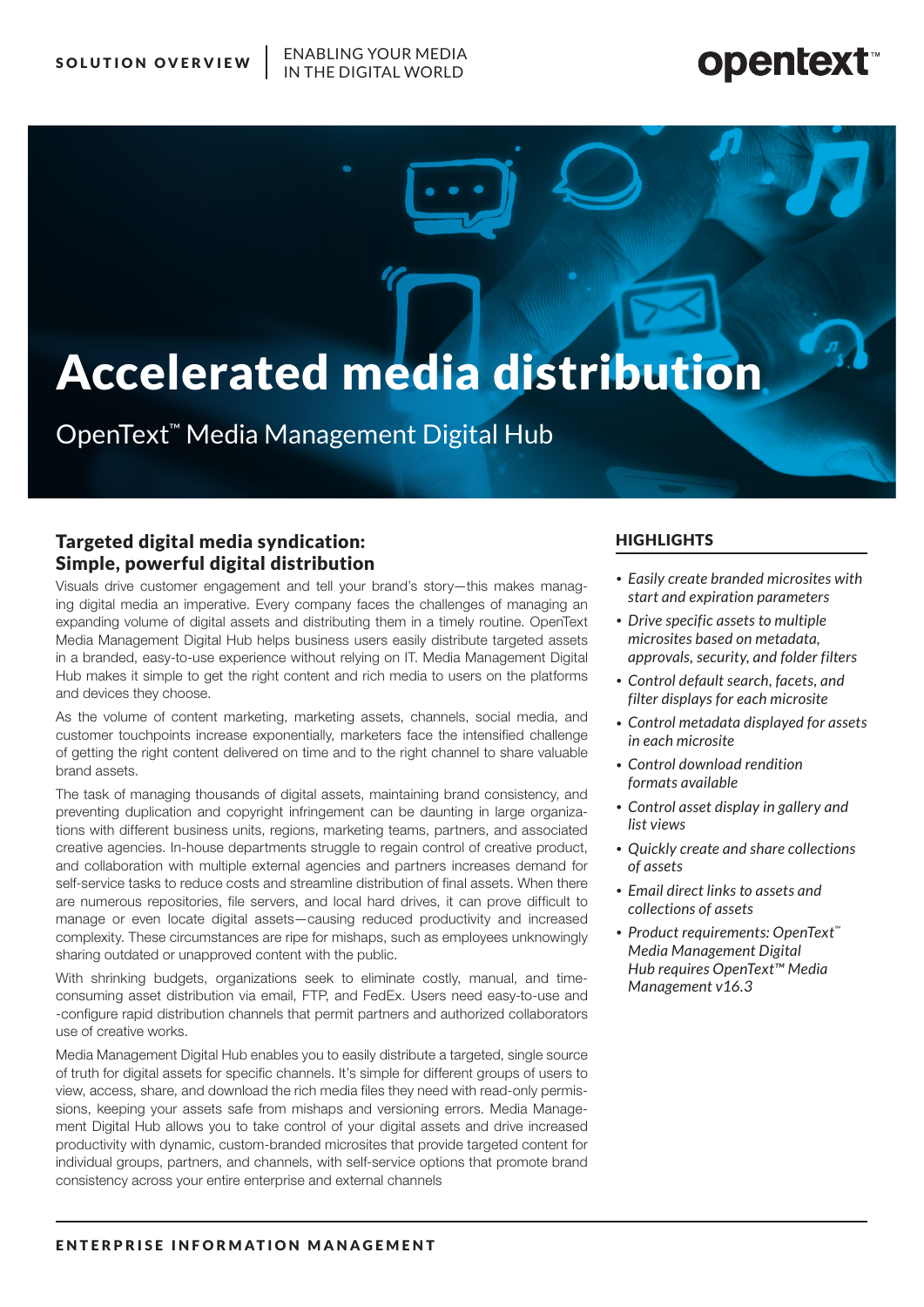SOLUTION OVERVIEW | ENABLING YOUR MEDIA IN THE DIGITAL WORLD

# Accelerated media distribution

OpenText™ Media Management Digital Hub

## Targeted digital media syndication: Simple, powerful digital distribution

Visuals drive customer engagement and tell your brand's story—this makes managing digital media an imperative. Every company faces the challenges of managing an expanding volume of digital assets and distributing them in a timely routine. OpenText Media Management Digital Hub helps business users easily distribute targeted assets in a branded, easy-to-use experience without relying on IT. Media Management Digital Hub makes it simple to get the right content and rich media to users on the platforms and devices they choose.

As the volume of content marketing, marketing assets, channels, social media, and customer touchpoints increase exponentially, marketers face the intensified challenge of getting the right content delivered on time and to the right channel to share valuable brand assets.

The task of managing thousands of digital assets, maintaining brand consistency, and preventing duplication and copyright infringement can be daunting in large organizations with different business units, regions, marketing teams, partners, and associated creative agencies. In-house departments struggle to regain control of creative product, and collaboration with multiple external agencies and partners increases demand for self-service tasks to reduce costs and streamline distribution of final assets. When there are numerous repositories, file servers, and local hard drives, it can prove difficult to manage or even locate digital assets—causing reduced productivity and increased complexity. These circumstances are ripe for mishaps, such as employees unknowingly sharing outdated or unapproved content with the public.

With shrinking budgets, organizations seek to eliminate costly, manual, and time-consuming asset distribution via email, FTP, and FedEx. Users need easy-to-use and -configure rapid distribution channels that permit partners and authorized collaborators use of creative works.

Media Management Digital Hub enables you to easily distribute a targeted, single source of truth for digital assets for specific channels. It's simple for different groups of users to view, access, share, and download the rich media files they need with read-only permissions, keeping your assets safe from mishaps and versioning errors. Media Management Digital Hub allows you to take control of your digital assets and drive increased productivity with dynamic, custom-branded microsites that provide targeted content for individual groups, partners, and channels, with self-service options that promote brand consistency across your entire enterprise and external channels

### HIGHLIGHTS

- *Easily create branded microsites with start and expiration parameters*
- *Drive specific assets to multiple microsites based on metadata, approvals, security, and folder filters*
- *Control default search, facets, and filter displays for each microsite*
- *Control metadata displayed for assets in each microsite*
- *Control download rendition formats available*
- *Control asset display in gallery and list views*
- *Quickly create and share collections of assets*
- *Email direct links to assets and collections of assets*
- *Product requirements: OpenText™ Media Management Digital Hub requires OpenText™ Media Management v16.3*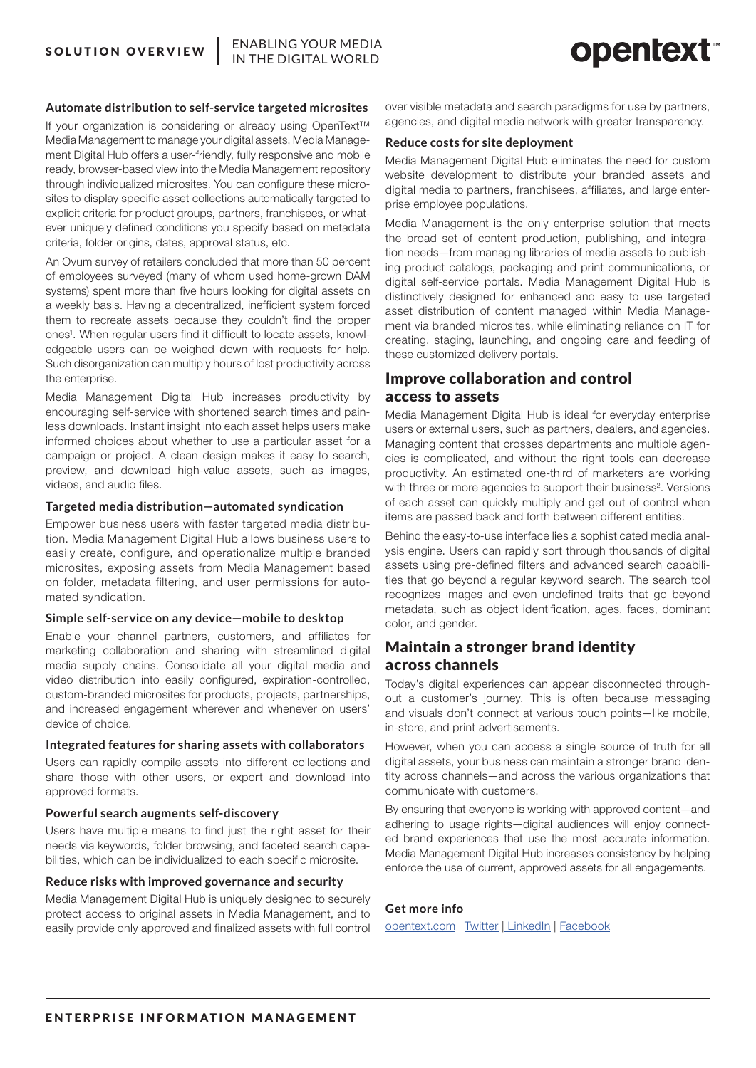### Automate distribution to self-service targeted microsites

If your organization is considering or already using OpenText™ Media Management to manage your digital assets, Media Management Digital Hub offers a user-friendly, fully responsive and mobile ready, browser-based view into the Media Management repository through individualized microsites. You can configure these microsites to display specific asset collections automatically targeted to explicit criteria for product groups, partners, franchisees, or whatever uniquely defined conditions you specify based on metadata criteria, folder origins, dates, approval status, etc.

An Ovum survey of retailers concluded that more than 50 percent of employees surveyed (many of whom used home-grown DAM systems) spent more than five hours looking for digital assets on a weekly basis. Having a decentralized, inefficient system forced them to recreate assets because they couldn't find the proper ones[1]. When regular users find it difficult to locate assets, knowledgeable users can be weighed down with requests for help. Such disorganization can multiply hours of lost productivity across the enterprise.

Media Management Digital Hub increases productivity by encouraging self-service with shortened search times and painless downloads. Instant insight into each asset helps users make informed choices about whether to use a particular asset for a campaign or project. A clean design makes it easy to search, preview, and download high-value assets, such as images, videos, and audio files.

### Targeted media distribution—automated syndication

Empower business users with faster targeted media distribution. Media Management Digital Hub allows business users to easily create, configure, and operationalize multiple branded microsites, exposing assets from Media Management based on folder, metadata filtering, and user permissions for automated syndication.

### Simple self-service on any device—mobile to desktop

Enable your channel partners, customers, and affiliates for marketing collaboration and sharing with streamlined digital media supply chains. Consolidate all your digital media and video distribution into easily configured, expiration-controlled, custom-branded microsites for products, projects, partnerships, and increased engagement wherever and whenever on users' device of choice.

### Integrated features for sharing assets with collaborators

Users can rapidly compile assets into different collections and share those with other users, or export and download into approved formats.

### Powerful search augments self-discovery

Users have multiple means to find just the right asset for their needs via keywords, folder browsing, and faceted search capabilities, which can be individualized to each specific microsite.

### Reduce risks with improved governance and security

Media Management Digital Hub is uniquely designed to securely protect access to original assets in Media Management, and to easily provide only approved and finalized assets with full control over visible metadata and search paradigms for use by partners, agencies, and digital media network with greater transparency.

### Reduce costs for site deployment

Media Management Digital Hub eliminates the need for custom website development to distribute your branded assets and digital media to partners, franchisees, affiliates, and large enterprise employee populations.

Media Management is the only enterprise solution that meets the broad set of content production, publishing, and integration needs—from managing libraries of media assets to publishing product catalogs, packaging and print communications, or digital self-service portals. Media Management Digital Hub is distinctively designed for enhanced and easy to use targeted asset distribution of content managed within Media Management via branded microsites, while eliminating reliance on IT for creating, staging, launching, and ongoing care and feeding of these customized delivery portals.

## Improve collaboration and control access to assets

Media Management Digital Hub is ideal for everyday enterprise users or external users, such as partners, dealers, and agencies. Managing content that crosses departments and multiple agencies is complicated, and without the right tools can decrease productivity. An estimated one-third of marketers are working with three or more agencies to support their business[2]. Versions of each asset can quickly multiply and get out of control when items are passed back and forth between different entities.

Behind the easy-to-use interface lies a sophisticated media analysis engine. Users can rapidly sort through thousands of digital assets using pre-defined filters and advanced search capabilities that go beyond a regular keyword search. The search tool recognizes images and even undefined traits that go beyond metadata, such as object identification, ages, faces, dominant color, and gender.

## Maintain a stronger brand identity across channels

Today's digital experiences can appear disconnected throughout a customer's journey. This is often because messaging and visuals don't connect at various touch points—like mobile, in-store, and print advertisements.

However, when you can access a single source of truth for all digital assets, your business can maintain a stronger brand identity across channels—and across the various organizations that communicate with customers.

By ensuring that everyone is working with approved content—and adhering to usage rights—digital audiences will enjoy connected brand experiences that use the most accurate information. Media Management Digital Hub increases consistency by helping enforce the use of current, approved assets for all engagements.

**Get more info**

opentext.com | Twitter | LinkedIn | Facebook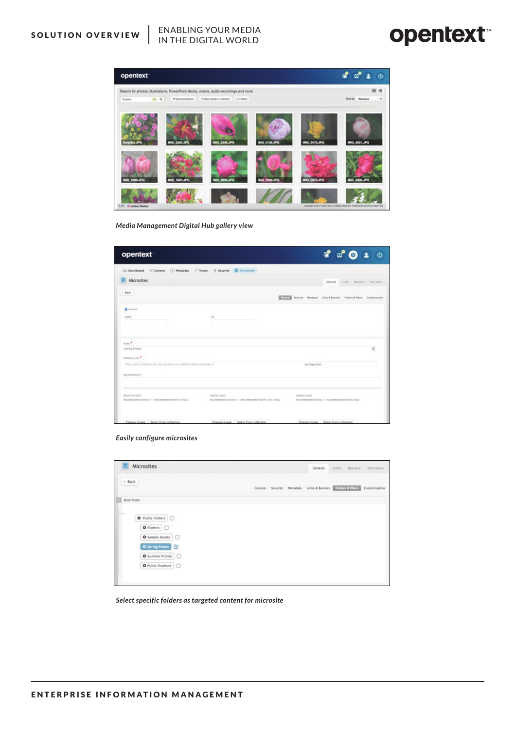*Media Management Digital Hub gallery view*

*Easily configure microsites*

*Select specific folders as targeted content for microsite*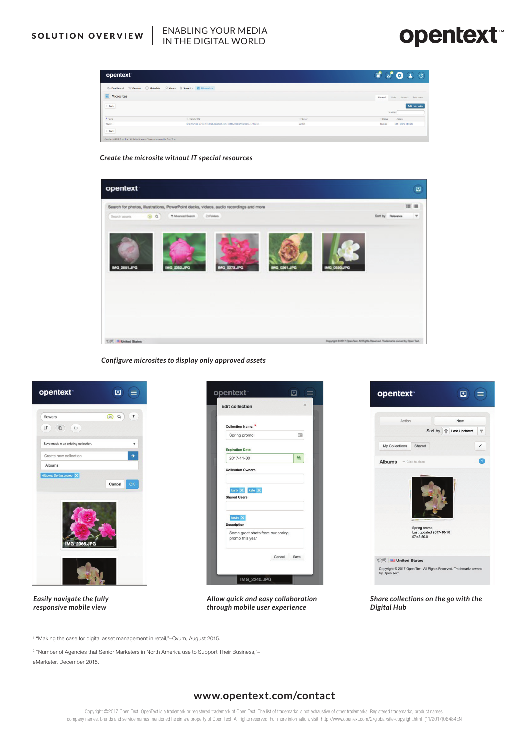Create the microsite without IT special resources

Configure microsites to display only approved assets

Easily navigate the fully responsive mobile view

Allow quick and easy collaboration through mobile user experience

Share collections on the go with the Digital Hub

[1] "Making the case for digital asset management in retail,"–Ovum, August 2015.

[2] "Number of Agencies that Senior Marketers in North America use to Support Their Business,"–eMarketer, December 2015.

**www.opentext.com/contact**

Copyright ©2017 Open Text. OpenText is a trademark or registered trademark of Open Text. The list of trademarks is not exhaustive of other trademarks. Registered trademarks, product names, company names, brands and service names mentioned herein are property of Open Text. All rights reserved. For more information, visit: http://www.opentext.com/2/global/site-copyright.html (11/2017)08484EN